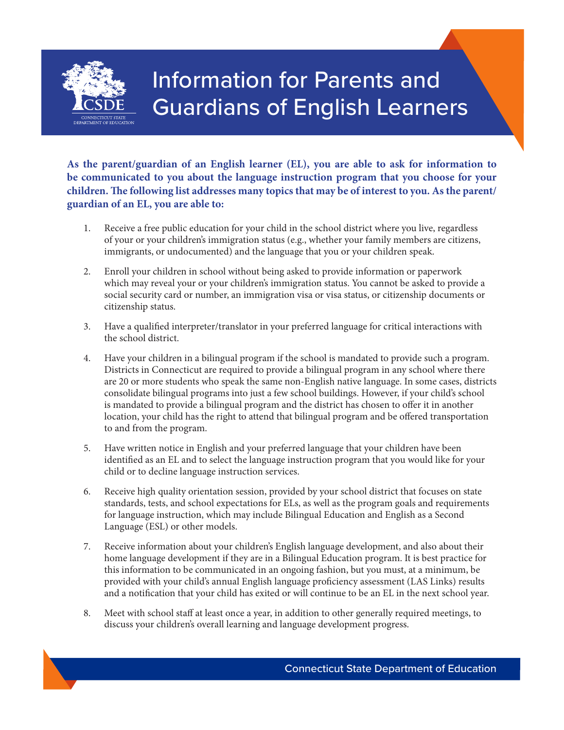# Information for Parents and Guardians of English Learners

**As the parent/guardian of an English learner (EL), you are able to ask for information to be communicated to you about the language instruction program that you choose for your children. The following list addresses many topics that may be of interest to you. As the parent/guardian of an EL, you are able to:**

1. Receive a free public education for your child in the school district where you live, regardless of your or your children's immigration status (e.g., whether your family members are citizens, immigrants, or undocumented) and the language that you or your children speak.

2. Enroll your children in school without being asked to provide information or paperwork which may reveal your or your children's immigration status. You cannot be asked to provide a social security card or number, an immigration visa or visa status, or citizenship documents or citizenship status.

3. Have a qualified interpreter/translator in your preferred language for critical interactions with the school district.

4. Have your children in a bilingual program if the school is mandated to provide such a program. Districts in Connecticut are required to provide a bilingual program in any school where there are 20 or more students who speak the same non-English native language. In some cases, districts consolidate bilingual programs into just a few school buildings. However, if your child's school is mandated to provide a bilingual program and the district has chosen to offer it in another location, your child has the right to attend that bilingual program and be offered transportation to and from the program.

5. Have written notice in English and your preferred language that your children have been identified as an EL and to select the language instruction program that you would like for your child or to decline language instruction services.

6. Receive high quality orientation session, provided by your school district that focuses on state standards, tests, and school expectations for ELs, as well as the program goals and requirements for language instruction, which may include Bilingual Education and English as a Second Language (ESL) or other models.

7. Receive information about your children's English language development, and also about their home language development if they are in a Bilingual Education program. It is best practice for this information to be communicated in an ongoing fashion, but you must, at a minimum, be provided with your child's annual English language proficiency assessment (LAS Links) results and a notification that your child has exited or will continue to be an EL in the next school year.

8. Meet with school staff at least once a year, in addition to other generally required meetings, to discuss your children's overall learning and language development progress.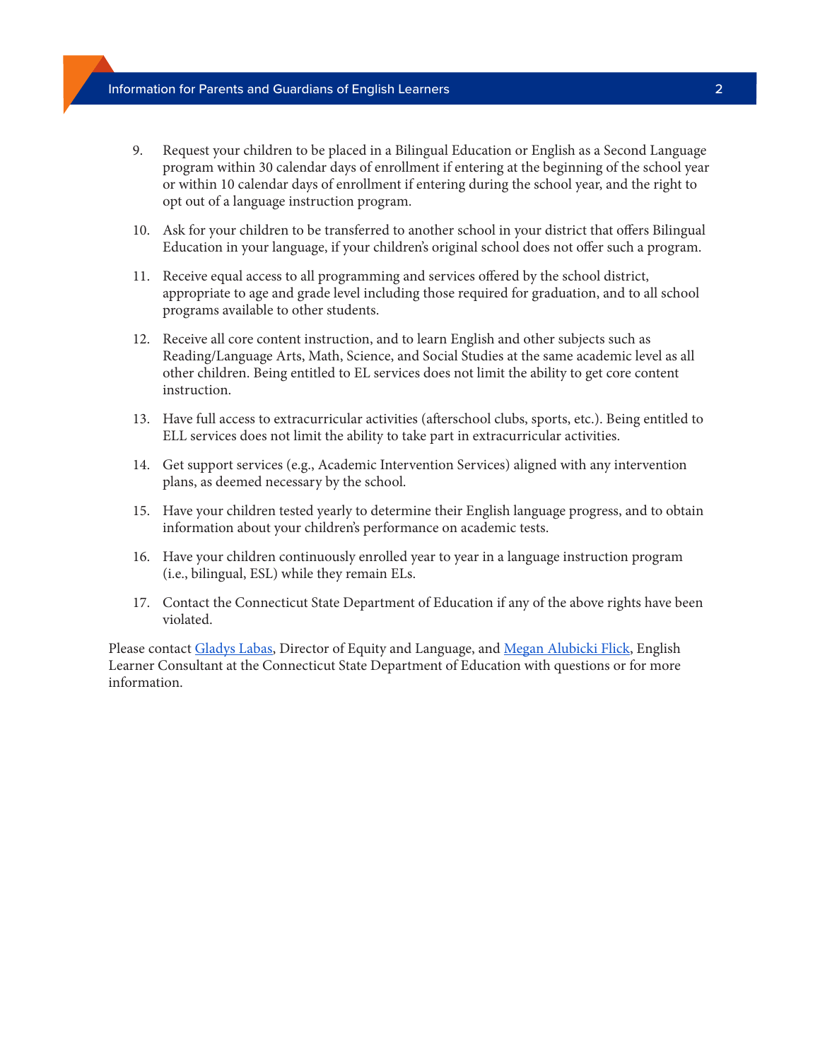9. Request your children to be placed in a Bilingual Education or English as a Second Language program within 30 calendar days of enrollment if entering at the beginning of the school year or within 10 calendar days of enrollment if entering during the school year, and the right to opt out of a language instruction program.

10. Ask for your children to be transferred to another school in your district that offers Bilingual Education in your language, if your children's original school does not offer such a program.

11. Receive equal access to all programming and services offered by the school district, appropriate to age and grade level including those required for graduation, and to all school programs available to other students.

12. Receive all core content instruction, and to learn English and other subjects such as Reading/Language Arts, Math, Science, and Social Studies at the same academic level as all other children. Being entitled to EL services does not limit the ability to get core content instruction.

13. Have full access to extracurricular activities (afterschool clubs, sports, etc.). Being entitled to ELL services does not limit the ability to take part in extracurricular activities.

14. Get support services (e.g., Academic Intervention Services) aligned with any intervention plans, as deemed necessary by the school.

15. Have your children tested yearly to determine their English language progress, and to obtain information about your children's performance on academic tests.

16. Have your children continuously enrolled year to year in a language instruction program (i.e., bilingual, ESL) while they remain ELs.

17. Contact the Connecticut State Department of Education if any of the above rights have been violated.

Please contact Gladys Labas, Director of Equity and Language, and Megan Alubicki Flick, English Learner Consultant at the Connecticut State Department of Education with questions or for more information.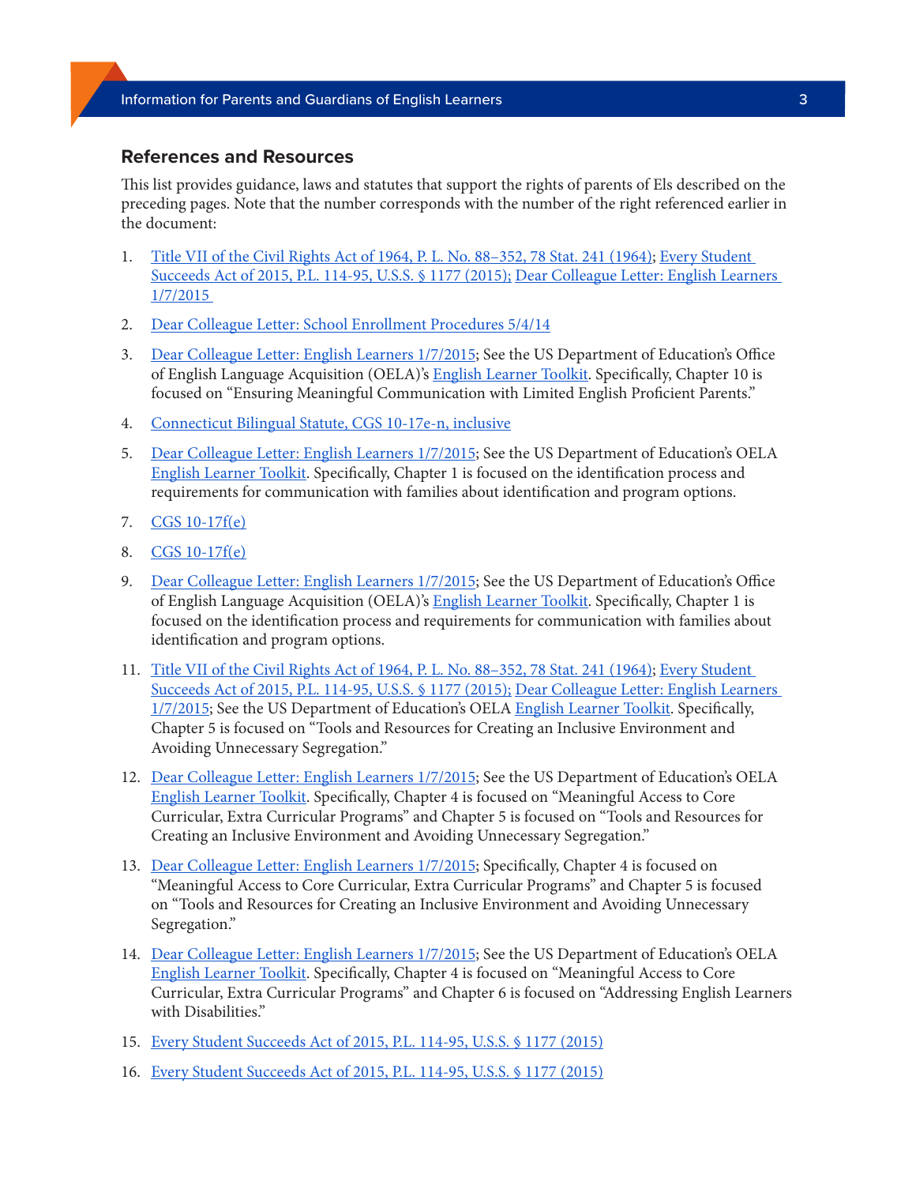## References and Resources

This list provides guidance, laws and statutes that support the rights of parents of Els described on the preceding pages. Note that the number corresponds with the number of the right referenced earlier in the document:

1. Title VII of the Civil Rights Act of 1964, P. L. No. 88–352, 78 Stat. 241 (1964); Every Student Succeeds Act of 2015, P.L. 114-95, U.S.S. § 1177 (2015); Dear Colleague Letter: English Learners 1/7/2015
2. Dear Colleague Letter: School Enrollment Procedures 5/4/14
3. Dear Colleague Letter: English Learners 1/7/2015; See the US Department of Education's Office of English Language Acquisition (OELA)'s English Learner Toolkit. Specifically, Chapter 10 is focused on "Ensuring Meaningful Communication with Limited English Proficient Parents."
4. Connecticut Bilingual Statute, CGS 10-17e-n, inclusive
5. Dear Colleague Letter: English Learners 1/7/2015; See the US Department of Education's OELA English Learner Toolkit. Specifically, Chapter 1 is focused on the identification process and requirements for communication with families about identification and program options.

7. CGS 10-17f(e)
8. CGS 10-17f(e)
9. Dear Colleague Letter: English Learners 1/7/2015; See the US Department of Education's Office of English Language Acquisition (OELA)'s English Learner Toolkit. Specifically, Chapter 1 is focused on the identification process and requirements for communication with families about identification and program options.

11. Title VII of the Civil Rights Act of 1964, P. L. No. 88–352, 78 Stat. 241 (1964); Every Student Succeeds Act of 2015, P.L. 114-95, U.S.S. § 1177 (2015); Dear Colleague Letter: English Learners 1/7/2015; See the US Department of Education's OELA English Learner Toolkit. Specifically, Chapter 5 is focused on "Tools and Resources for Creating an Inclusive Environment and Avoiding Unnecessary Segregation."
12. Dear Colleague Letter: English Learners 1/7/2015; See the US Department of Education's OELA English Learner Toolkit. Specifically, Chapter 4 is focused on "Meaningful Access to Core Curricular, Extra Curricular Programs" and Chapter 5 is focused on "Tools and Resources for Creating an Inclusive Environment and Avoiding Unnecessary Segregation."
13. Dear Colleague Letter: English Learners 1/7/2015; Specifically, Chapter 4 is focused on "Meaningful Access to Core Curricular, Extra Curricular Programs" and Chapter 5 is focused on "Tools and Resources for Creating an Inclusive Environment and Avoiding Unnecessary Segregation."
14. Dear Colleague Letter: English Learners 1/7/2015; See the US Department of Education's OELA English Learner Toolkit. Specifically, Chapter 4 is focused on "Meaningful Access to Core Curricular, Extra Curricular Programs" and Chapter 6 is focused on "Addressing English Learners with Disabilities."
15. Every Student Succeeds Act of 2015, P.L. 114-95, U.S.S. § 1177 (2015)
16. Every Student Succeeds Act of 2015, P.L. 114-95, U.S.S. § 1177 (2015)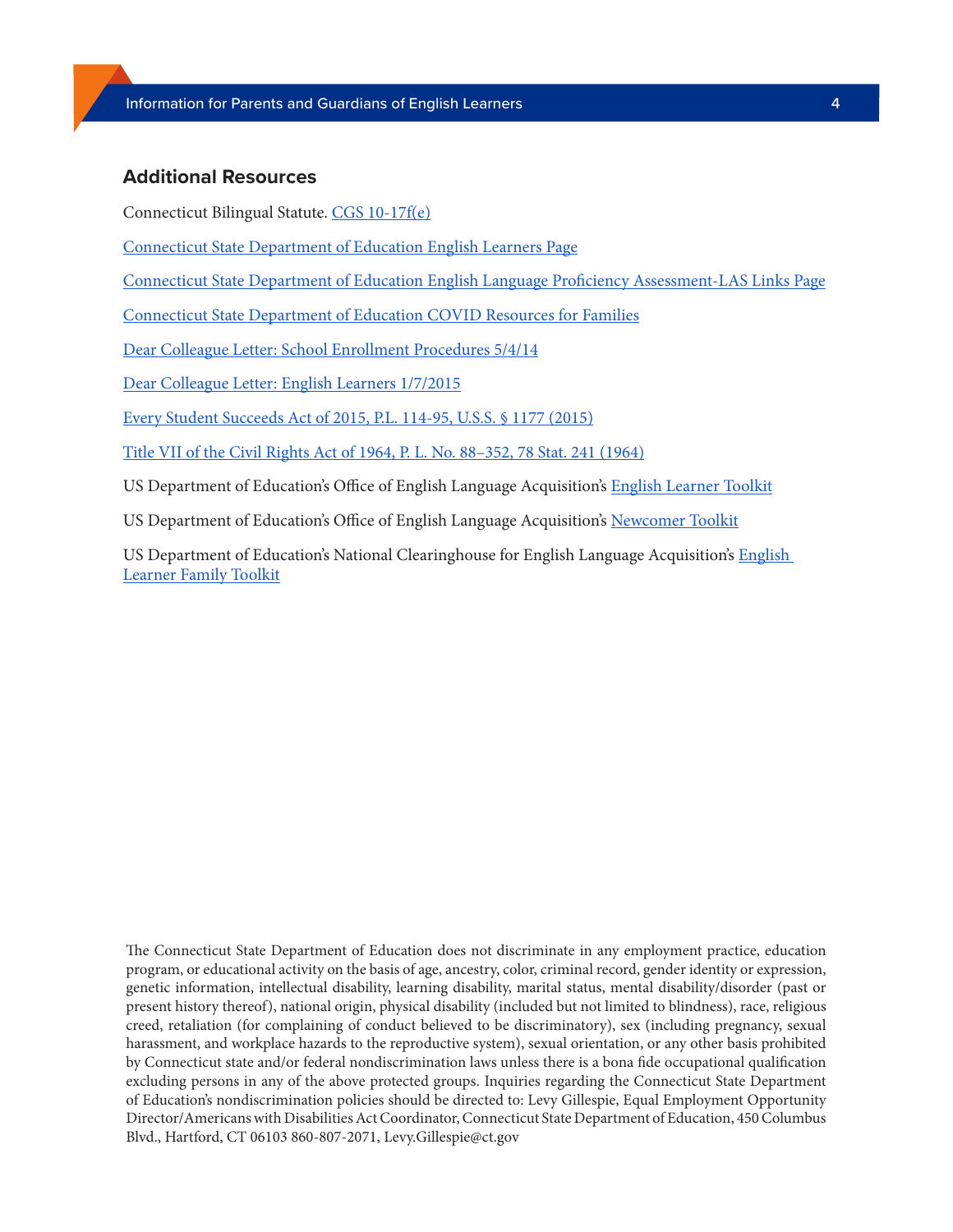## Additional Resources

Connecticut Bilingual Statute. CGS 10-17f(e)

Connecticut State Department of Education English Learners Page

Connecticut State Department of Education English Language Proficiency Assessment-LAS Links Page

Connecticut State Department of Education COVID Resources for Families

Dear Colleague Letter: School Enrollment Procedures 5/4/14

Dear Colleague Letter: English Learners 1/7/2015

Every Student Succeeds Act of 2015, P.L. 114-95, U.S.S. § 1177 (2015)

Title VII of the Civil Rights Act of 1964, P. L. No. 88–352, 78 Stat. 241 (1964)

US Department of Education's Office of English Language Acquisition's English Learner Toolkit

US Department of Education's Office of English Language Acquisition's Newcomer Toolkit

US Department of Education's National Clearinghouse for English Language Acquisition's English Learner Family Toolkit

The Connecticut State Department of Education does not discriminate in any employment practice, education program, or educational activity on the basis of age, ancestry, color, criminal record, gender identity or expression, genetic information, intellectual disability, learning disability, marital status, mental disability/disorder (past or present history thereof), national origin, physical disability (included but not limited to blindness), race, religious creed, retaliation (for complaining of conduct believed to be discriminatory), sex (including pregnancy, sexual harassment, and workplace hazards to the reproductive system), sexual orientation, or any other basis prohibited by Connecticut state and/or federal nondiscrimination laws unless there is a bona fide occupational qualification excluding persons in any of the above protected groups. Inquiries regarding the Connecticut State Department of Education's nondiscrimination policies should be directed to: Levy Gillespie, Equal Employment Opportunity Director/Americans with Disabilities Act Coordinator, Connecticut State Department of Education, 450 Columbus Blvd., Hartford, CT 06103 860-807-2071, Levy.Gillespie@ct.gov